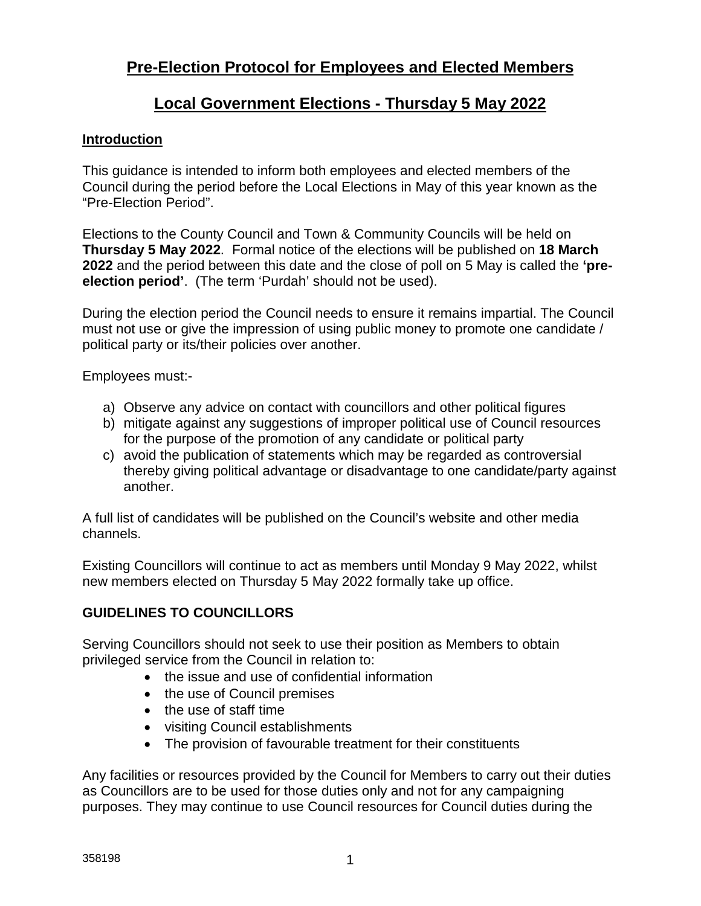# Pre-Election Protocol for Employees and Elected Members

## Local Government Elections - Thursday 5 May 2022

### Introduction

This guidance is intended to inform both employees and elected members of the Council during the period before the Local Elections in May of this year known as the "Pre-Election Period".

Elections to the County Council and Town & Community Councils will be held on **Thursday 5 May 2022**. Formal notice of the elections will be published on **18 March 2022** and the period between this date and the close of poll on 5 May is called the **'pre-election period'**. (The term 'Purdah' should not be used).

During the election period the Council needs to ensure it remains impartial. The Council must not use or give the impression of using public money to promote one candidate / political party or its/their policies over another.

Employees must:-

a) Observe any advice on contact with councillors and other political figures
b) mitigate against any suggestions of improper political use of Council resources for the purpose of the promotion of any candidate or political party
c) avoid the publication of statements which may be regarded as controversial thereby giving political advantage or disadvantage to one candidate/party against another.

A full list of candidates will be published on the Council's website and other media channels.

Existing Councillors will continue to act as members until Monday 9 May 2022, whilst new members elected on Thursday 5 May 2022 formally take up office.

### GUIDELINES TO COUNCILLORS

Serving Councillors should not seek to use their position as Members to obtain privileged service from the Council in relation to:

- the issue and use of confidential information
- the use of Council premises
- the use of staff time
- visiting Council establishments
- The provision of favourable treatment for their constituents

Any facilities or resources provided by the Council for Members to carry out their duties as Councillors are to be used for those duties only and not for any campaigning purposes. They may continue to use Council resources for Council duties during the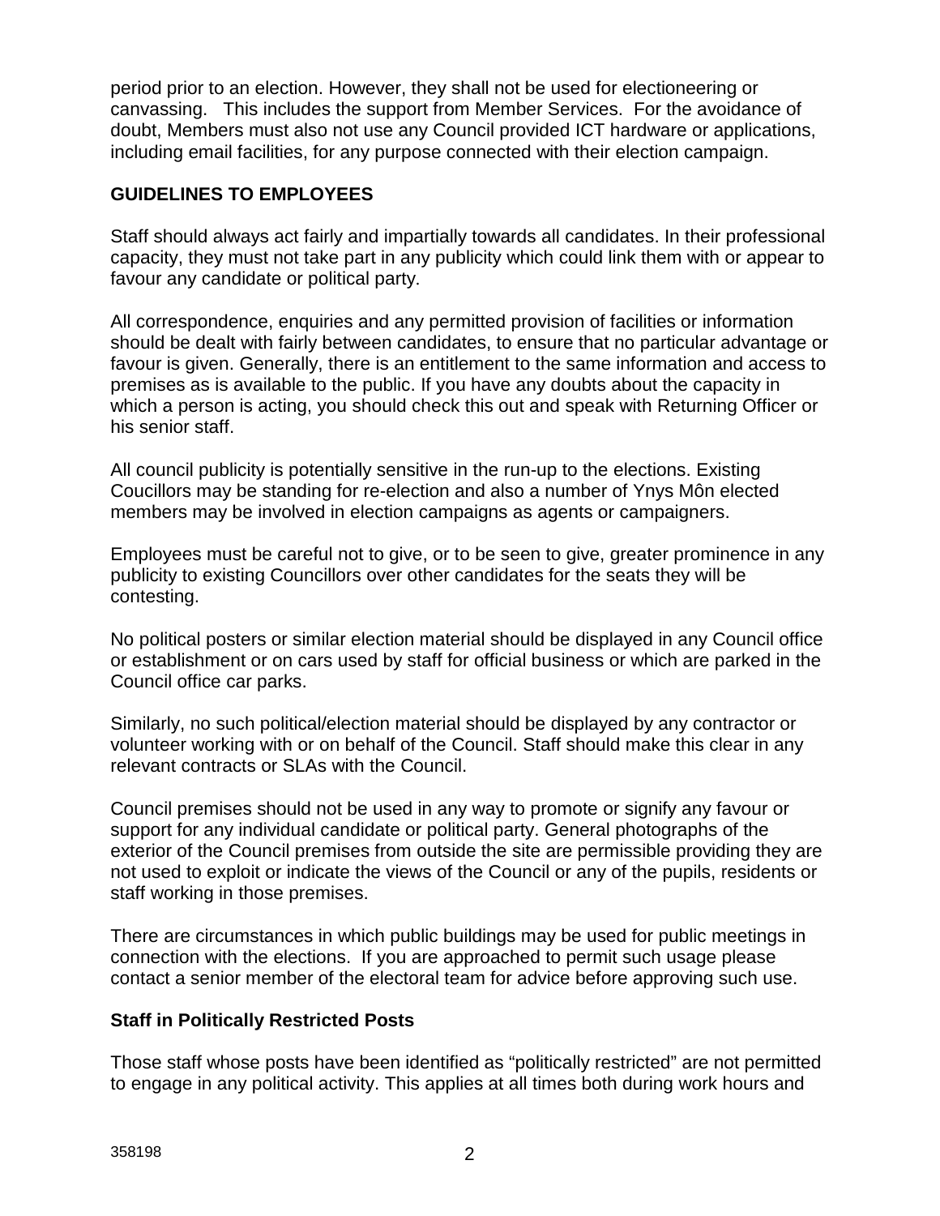period prior to an election. However, they shall not be used for electioneering or canvassing. This includes the support from Member Services. For the avoidance of doubt, Members must also not use any Council provided ICT hardware or applications, including email facilities, for any purpose connected with their election campaign.

## GUIDELINES TO EMPLOYEES

Staff should always act fairly and impartially towards all candidates. In their professional capacity, they must not take part in any publicity which could link them with or appear to favour any candidate or political party.

All correspondence, enquiries and any permitted provision of facilities or information should be dealt with fairly between candidates, to ensure that no particular advantage or favour is given. Generally, there is an entitlement to the same information and access to premises as is available to the public. If you have any doubts about the capacity in which a person is acting, you should check this out and speak with Returning Officer or his senior staff.

All council publicity is potentially sensitive in the run-up to the elections. Existing Coucillors may be standing for re-election and also a number of Ynys Môn elected members may be involved in election campaigns as agents or campaigners.

Employees must be careful not to give, or to be seen to give, greater prominence in any publicity to existing Councillors over other candidates for the seats they will be contesting.

No political posters or similar election material should be displayed in any Council office or establishment or on cars used by staff for official business or which are parked in the Council office car parks.

Similarly, no such political/election material should be displayed by any contractor or volunteer working with or on behalf of the Council. Staff should make this clear in any relevant contracts or SLAs with the Council.

Council premises should not be used in any way to promote or signify any favour or support for any individual candidate or political party. General photographs of the exterior of the Council premises from outside the site are permissible providing they are not used to exploit or indicate the views of the Council or any of the pupils, residents or staff working in those premises.

There are circumstances in which public buildings may be used for public meetings in connection with the elections. If you are approached to permit such usage please contact a senior member of the electoral team for advice before approving such use.

### Staff in Politically Restricted Posts

Those staff whose posts have been identified as "politically restricted" are not permitted to engage in any political activity. This applies at all times both during work hours and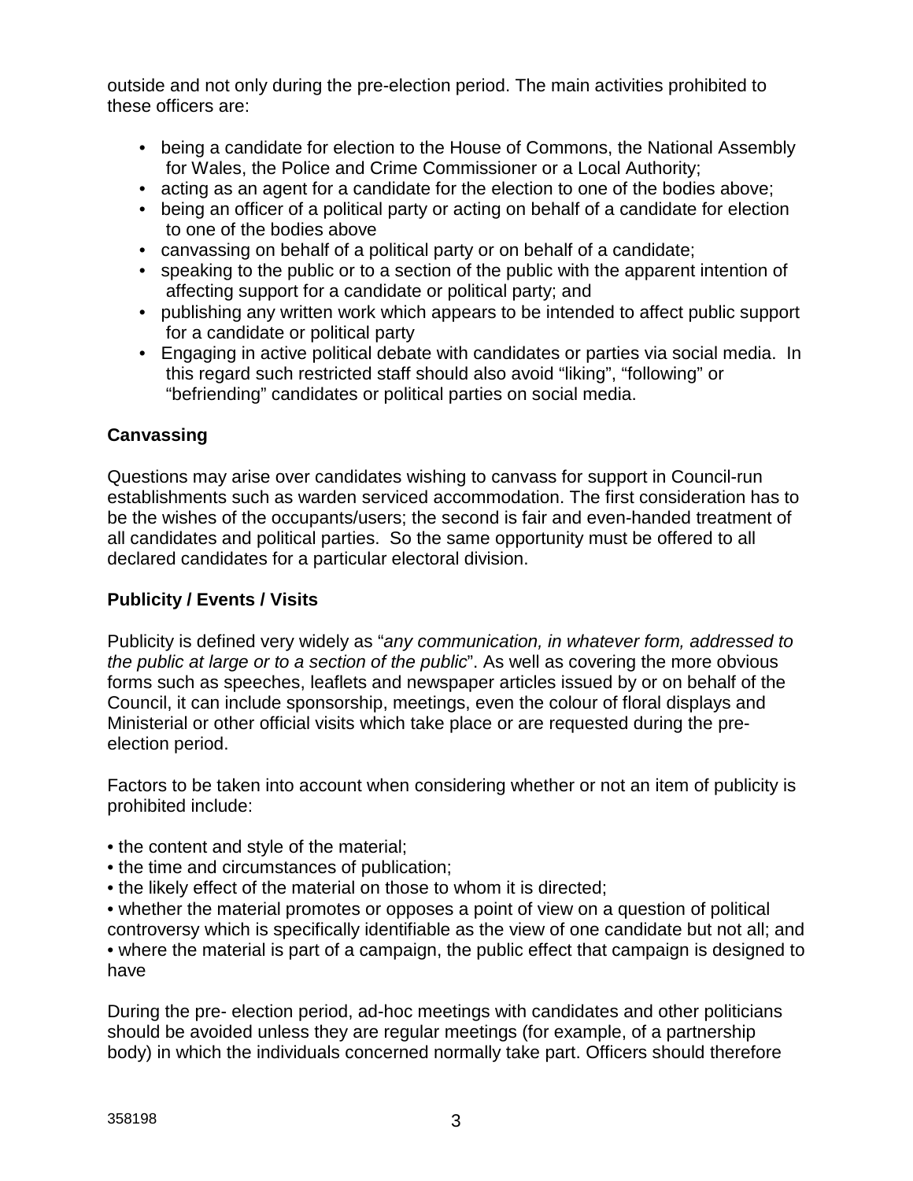outside and not only during the pre-election period. The main activities prohibited to these officers are:

- being a candidate for election to the House of Commons, the National Assembly for Wales, the Police and Crime Commissioner or a Local Authority;
- acting as an agent for a candidate for the election to one of the bodies above;
- being an officer of a political party or acting on behalf of a candidate for election to one of the bodies above
- canvassing on behalf of a political party or on behalf of a candidate;
- speaking to the public or to a section of the public with the apparent intention of affecting support for a candidate or political party; and
- publishing any written work which appears to be intended to affect public support for a candidate or political party
- Engaging in active political debate with candidates or parties via social media. In this regard such restricted staff should also avoid "liking", "following" or "befriending" candidates or political parties on social media.

**Canvassing**

Questions may arise over candidates wishing to canvass for support in Council-run establishments such as warden serviced accommodation. The first consideration has to be the wishes of the occupants/users; the second is fair and even-handed treatment of all candidates and political parties. So the same opportunity must be offered to all declared candidates for a particular electoral division.

**Publicity / Events / Visits**

Publicity is defined very widely as "*any communication, in whatever form, addressed to the public at large or to a section of the public*". As well as covering the more obvious forms such as speeches, leaflets and newspaper articles issued by or on behalf of the Council, it can include sponsorship, meetings, even the colour of floral displays and Ministerial or other official visits which take place or are requested during the pre-election period.

Factors to be taken into account when considering whether or not an item of publicity is prohibited include:

- the content and style of the material;
- the time and circumstances of publication;
- the likely effect of the material on those to whom it is directed;
- whether the material promotes or opposes a point of view on a question of political controversy which is specifically identifiable as the view of one candidate but not all; and
- where the material is part of a campaign, the public effect that campaign is designed to have

During the pre- election period, ad-hoc meetings with candidates and other politicians should be avoided unless they are regular meetings (for example, of a partnership body) in which the individuals concerned normally take part. Officers should therefore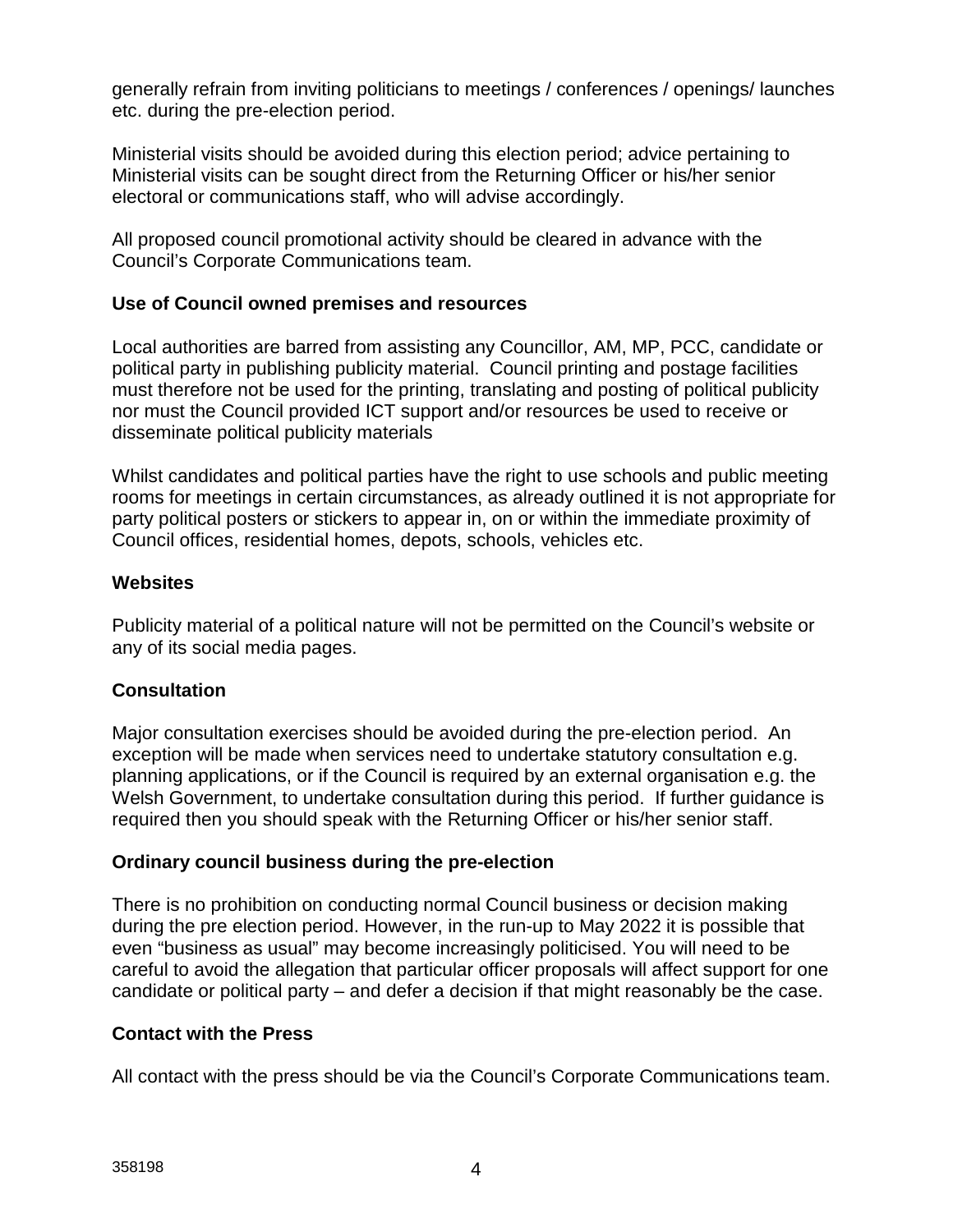generally refrain from inviting politicians to meetings / conferences / openings/ launches etc. during the pre-election period.

Ministerial visits should be avoided during this election period; advice pertaining to Ministerial visits can be sought direct from the Returning Officer or his/her senior electoral or communications staff, who will advise accordingly.

All proposed council promotional activity should be cleared in advance with the Council's Corporate Communications team.

**Use of Council owned premises and resources**

Local authorities are barred from assisting any Councillor, AM, MP, PCC, candidate or political party in publishing publicity material. Council printing and postage facilities must therefore not be used for the printing, translating and posting of political publicity nor must the Council provided ICT support and/or resources be used to receive or disseminate political publicity materials

Whilst candidates and political parties have the right to use schools and public meeting rooms for meetings in certain circumstances, as already outlined it is not appropriate for party political posters or stickers to appear in, on or within the immediate proximity of Council offices, residential homes, depots, schools, vehicles etc.

**Websites**

Publicity material of a political nature will not be permitted on the Council's website or any of its social media pages.

**Consultation**

Major consultation exercises should be avoided during the pre-election period. An exception will be made when services need to undertake statutory consultation e.g. planning applications, or if the Council is required by an external organisation e.g. the Welsh Government, to undertake consultation during this period. If further guidance is required then you should speak with the Returning Officer or his/her senior staff.

**Ordinary council business during the pre-election**

There is no prohibition on conducting normal Council business or decision making during the pre election period. However, in the run-up to May 2022 it is possible that even "business as usual" may become increasingly politicised. You will need to be careful to avoid the allegation that particular officer proposals will affect support for one candidate or political party – and defer a decision if that might reasonably be the case.

**Contact with the Press**

All contact with the press should be via the Council's Corporate Communications team.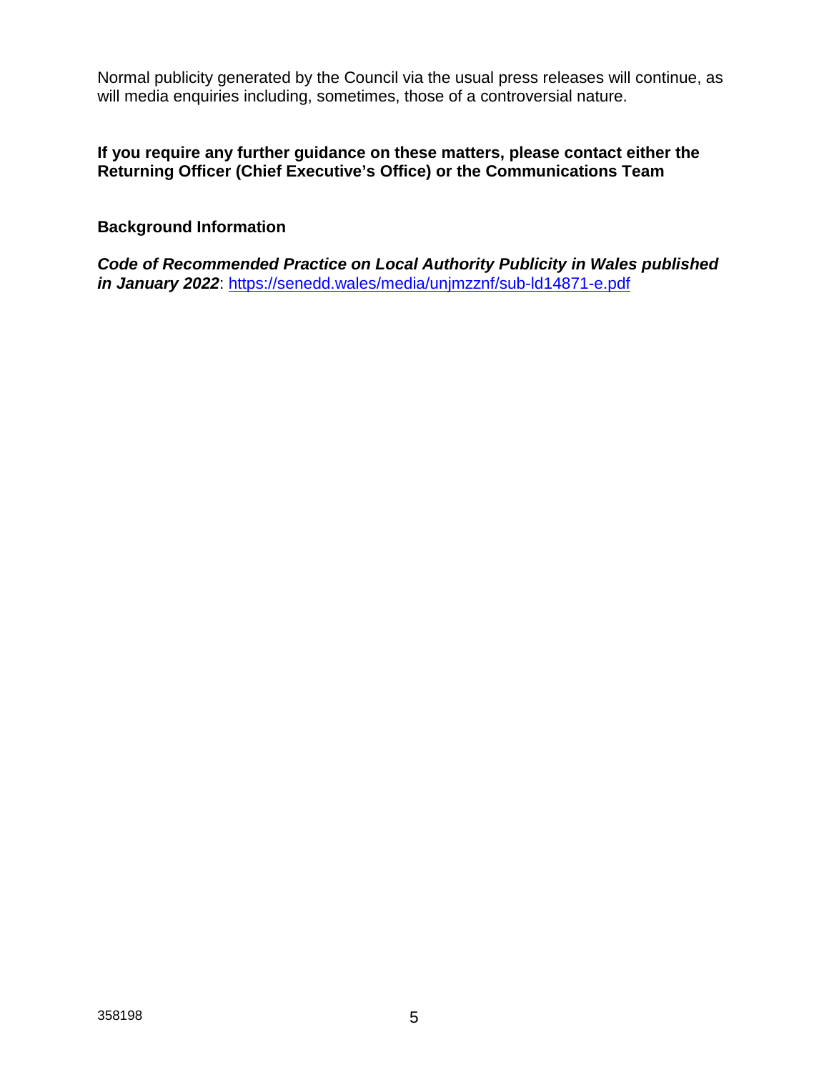Normal publicity generated by the Council via the usual press releases will continue, as will media enquiries including, sometimes, those of a controversial nature.

**If you require any further guidance on these matters, please contact either the Returning Officer (Chief Executive's Office) or the Communications Team**

**Background Information**

***Code of Recommended Practice on Local Authority Publicity in Wales published in January 2022***: https://senedd.wales/media/unjmzznf/sub-ld14871-e.pdf

358198